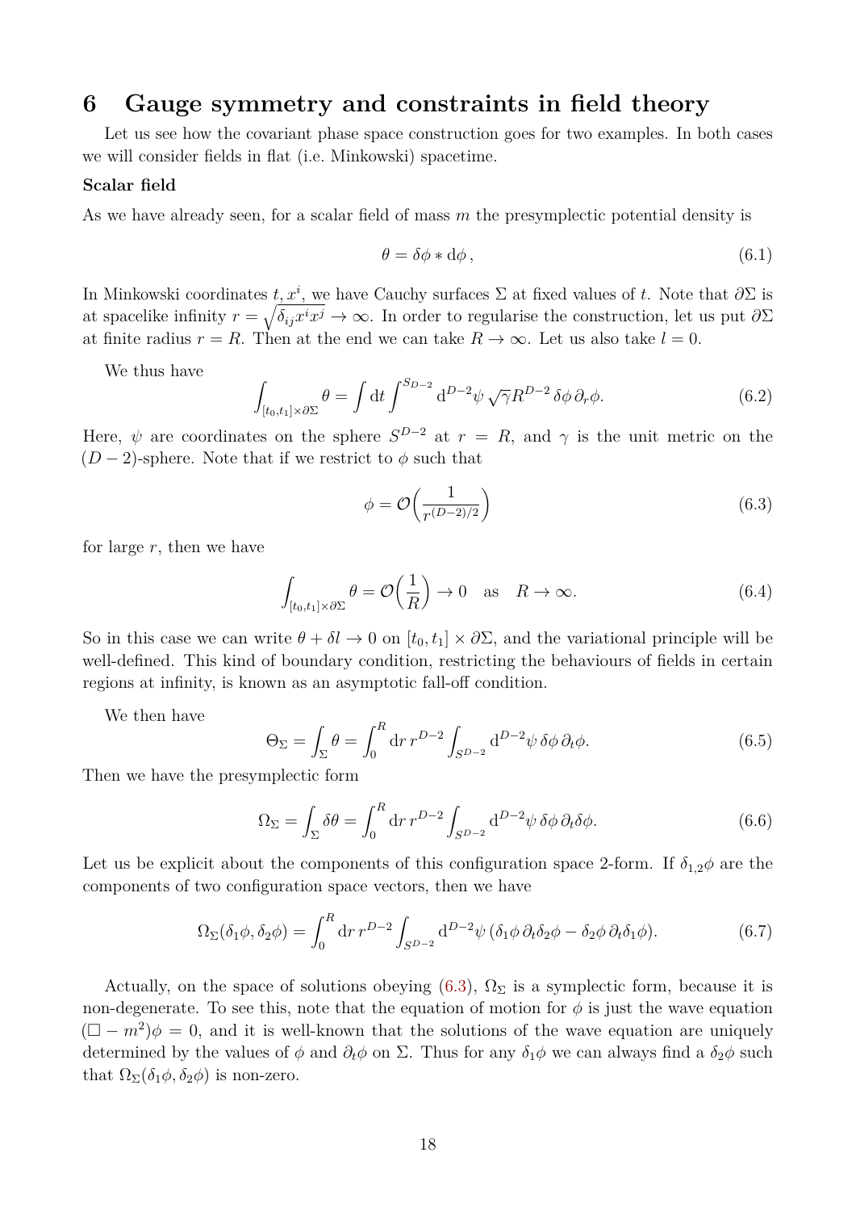# 6 Gauge symmetry and constraints in field theory

Let us see how the covariant phase space construction goes for two examples. In both cases we will consider fields in flat (i.e. Minkowski) spacetime.

**Scalar field**

As we have already seen, for a scalar field of mass $m$ the presymplectic potential density is

$$\theta = \delta\phi * \mathrm{d}\phi\,, \tag{6.1}$$

In Minkowski coordinates $t, x^i$, we have Cauchy surfaces $\Sigma$ at fixed values of $t$. Note that $\partial\Sigma$ is at spacelike infinity $r = \sqrt{\delta_{ij}x^i x^j} \to \infty$. In order to regularise the construction, let us put $\partial\Sigma$ at finite radius $r = R$. Then at the end we can take $R \to \infty$. Let us also take $l = 0$.

We thus have

$$\int_{[t_0,t_1]\times\partial\Sigma} \theta = \int \mathrm{d}t \int^{S_{D-2}} \mathrm{d}^{D-2}\psi\, \sqrt{\gamma} R^{D-2}\, \delta\phi\, \partial_r \phi. \tag{6.2}$$

Here, $\psi$ are coordinates on the sphere $S^{D-2}$ at $r = R$, and $\gamma$ is the unit metric on the $(D-2)$-sphere. Note that if we restrict to $\phi$ such that

$$\phi = \mathcal{O}\Big(\frac{1}{r^{(D-2)/2}}\Big) \tag{6.3}$$

for large $r$, then we have

$$\int_{[t_0,t_1]\times\partial\Sigma} \theta = \mathcal{O}\Big(\frac{1}{R}\Big) \to 0 \quad \text{as} \quad R \to \infty. \tag{6.4}$$

So in this case we can write $\theta + \delta l \to 0$ on $[t_0, t_1] \times \partial\Sigma$, and the variational principle will be well-defined. This kind of boundary condition, restricting the behaviours of fields in certain regions at infinity, is known as an asymptotic fall-off condition.

We then have

$$\Theta_\Sigma = \int_\Sigma \theta = \int_0^R \mathrm{d}r\, r^{D-2} \int_{S^{D-2}} \mathrm{d}^{D-2}\psi\, \delta\phi\, \partial_t \phi. \tag{6.5}$$

Then we have the presymplectic form

$$\Omega_\Sigma = \int_\Sigma \delta\theta = \int_0^R \mathrm{d}r\, r^{D-2} \int_{S^{D-2}} \mathrm{d}^{D-2}\psi\, \delta\phi\, \partial_t \delta\phi. \tag{6.6}$$

Let us be explicit about the components of this configuration space 2-form. If $\delta_{1,2}\phi$ are the components of two configuration space vectors, then we have

$$\Omega_\Sigma(\delta_1\phi, \delta_2\phi) = \int_0^R \mathrm{d}r\, r^{D-2} \int_{S^{D-2}} \mathrm{d}^{D-2}\psi\, (\delta_1\phi\, \partial_t \delta_2\phi - \delta_2\phi\, \partial_t \delta_1\phi). \tag{6.7}$$

Actually, on the space of solutions obeying (6.3), $\Omega_\Sigma$ is a symplectic form, because it is non-degenerate. To see this, note that the equation of motion for $\phi$ is just the wave equation $(\Box - m^2)\phi = 0$, and it is well-known that the solutions of the wave equation are uniquely determined by the values of $\phi$ and $\partial_t\phi$ on $\Sigma$. Thus for any $\delta_1\phi$ we can always find a $\delta_2\phi$ such that $\Omega_\Sigma(\delta_1\phi, \delta_2\phi)$ is non-zero.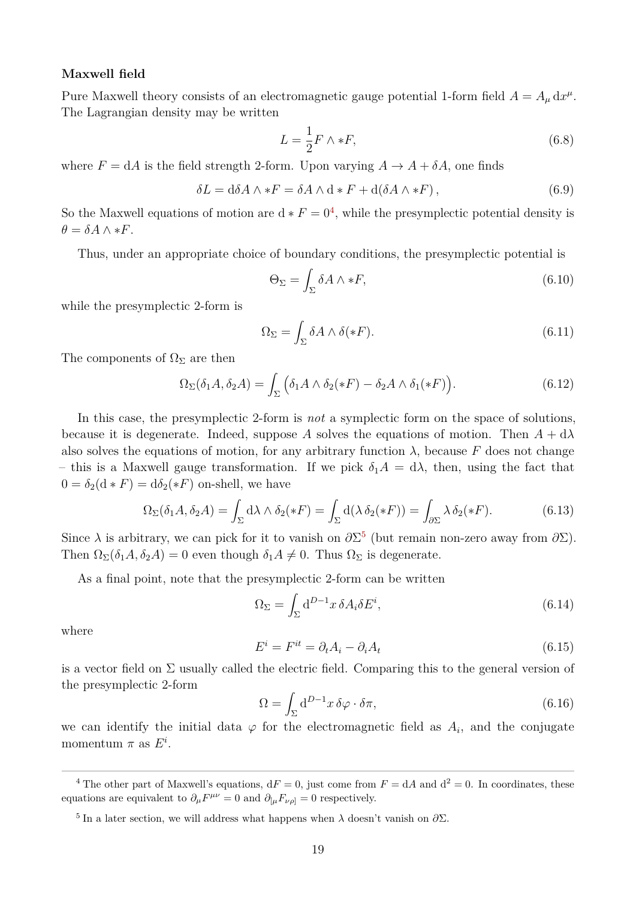**Maxwell field**

Pure Maxwell theory consists of an electromagnetic gauge potential 1-form field $A = A_\mu \, \mathrm{d}x^\mu$. The Lagrangian density may be written

$$L = \frac{1}{2} F \wedge *F, \tag{6.8}$$

where $F = \mathrm{d}A$ is the field strength 2-form. Upon varying $A \to A + \delta A$, one finds

$$\delta L = \mathrm{d}\delta A \wedge *F = \delta A \wedge \mathrm{d} * F + \mathrm{d}(\delta A \wedge *F)\,, \tag{6.9}$$

So the Maxwell equations of motion are $\mathrm{d} * F = 0$[4], while the presymplectic potential density is $\theta = \delta A \wedge *F$.

Thus, under an appropriate choice of boundary conditions, the presymplectic potential is

$$\Theta_\Sigma = \int_\Sigma \delta A \wedge *F, \tag{6.10}$$

while the presymplectic 2-form is

$$\Omega_\Sigma = \int_\Sigma \delta A \wedge \delta(*F). \tag{6.11}$$

The components of $\Omega_\Sigma$ are then

$$\Omega_\Sigma(\delta_1 A, \delta_2 A) = \int_\Sigma \Big(\delta_1 A \wedge \delta_2(*F) - \delta_2 A \wedge \delta_1(*F)\Big). \tag{6.12}$$

In this case, the presymplectic 2-form is *not* a symplectic form on the space of solutions, because it is degenerate. Indeed, suppose $A$ solves the equations of motion. Then $A + \mathrm{d}\lambda$ also solves the equations of motion, for any arbitrary function $\lambda$, because $F$ does not change – this is a Maxwell gauge transformation. If we pick $\delta_1 A = \mathrm{d}\lambda$, then, using the fact that $0 = \delta_2(\mathrm{d} * F) = \mathrm{d}\delta_2(*F)$ on-shell, we have

$$\Omega_\Sigma(\delta_1 A, \delta_2 A) = \int_\Sigma \mathrm{d}\lambda \wedge \delta_2(*F) = \int_\Sigma \mathrm{d}(\lambda\, \delta_2(*F)) = \int_{\partial\Sigma} \lambda\, \delta_2(*F). \tag{6.13}$$

Since $\lambda$ is arbitrary, we can pick for it to vanish on $\partial\Sigma$[5] (but remain non-zero away from $\partial\Sigma$). Then $\Omega_\Sigma(\delta_1 A, \delta_2 A) = 0$ even though $\delta_1 A \neq 0$. Thus $\Omega_\Sigma$ is degenerate.

As a final point, note that the presymplectic 2-form can be written

$$\Omega_\Sigma = \int_\Sigma \mathrm{d}^{D-1}x \, \delta A_i \delta E^i, \tag{6.14}$$

where

$$E^i = F^{it} = \partial_t A_i - \partial_i A_t \tag{6.15}$$

is a vector field on $\Sigma$ usually called the electric field. Comparing this to the general version of the presymplectic 2-form

$$\Omega = \int_\Sigma \mathrm{d}^{D-1}x \, \delta\varphi \cdot \delta\pi, \tag{6.16}$$

we can identify the initial data $\varphi$ for the electromagnetic field as $A_i$, and the conjugate momentum $\pi$ as $E^i$.

---

[4] The other part of Maxwell's equations, $\mathrm{d}F = 0$, just come from $F = \mathrm{d}A$ and $\mathrm{d}^2 = 0$. In coordinates, these equations are equivalent to $\partial_\mu F^{\mu\nu} = 0$ and $\partial_{[\mu} F_{\nu\rho]} = 0$ respectively.

[5] In a later section, we will address what happens when $\lambda$ doesn't vanish on $\partial\Sigma$.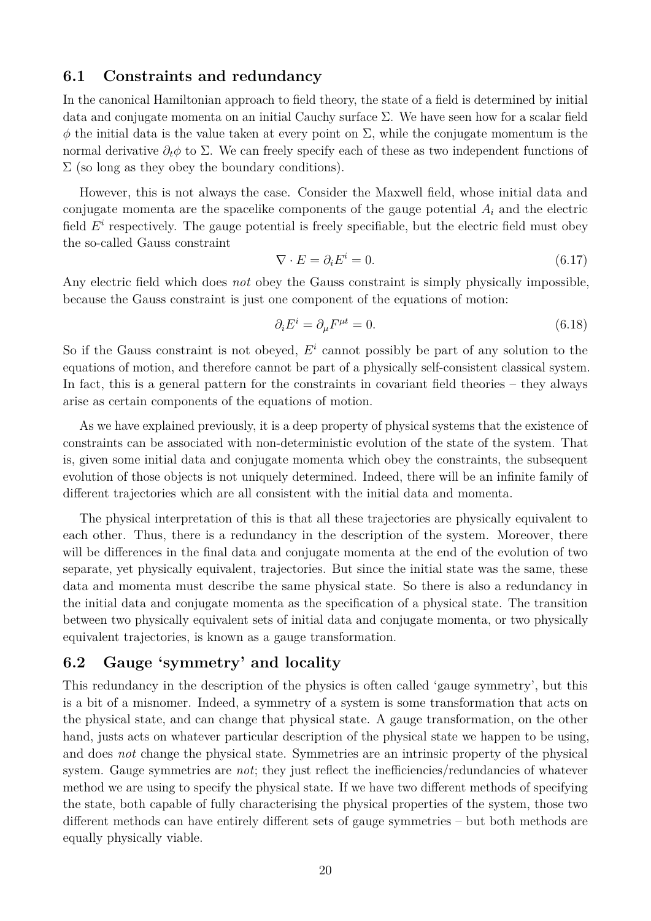## 6.1 Constraints and redundancy

In the canonical Hamiltonian approach to field theory, the state of a field is determined by initial data and conjugate momenta on an initial Cauchy surface $\Sigma$. We have seen how for a scalar field $\phi$ the initial data is the value taken at every point on $\Sigma$, while the conjugate momentum is the normal derivative $\partial_t \phi$ to $\Sigma$. We can freely specify each of these as two independent functions of $\Sigma$ (so long as they obey the boundary conditions).

However, this is not always the case. Consider the Maxwell field, whose initial data and conjugate momenta are the spacelike components of the gauge potential $A_i$ and the electric field $E^i$ respectively. The gauge potential is freely specifiable, but the electric field must obey the so-called Gauss constraint

$$\nabla \cdot E = \partial_i E^i = 0. \tag{6.17}$$

Any electric field which does *not* obey the Gauss constraint is simply physically impossible, because the Gauss constraint is just one component of the equations of motion:

$$\partial_i E^i = \partial_\mu F^{\mu t} = 0. \tag{6.18}$$

So if the Gauss constraint is not obeyed, $E^i$ cannot possibly be part of any solution to the equations of motion, and therefore cannot be part of a physically self-consistent classical system. In fact, this is a general pattern for the constraints in covariant field theories – they always arise as certain components of the equations of motion.

As we have explained previously, it is a deep property of physical systems that the existence of constraints can be associated with non-deterministic evolution of the state of the system. That is, given some initial data and conjugate momenta which obey the constraints, the subsequent evolution of those objects is not uniquely determined. Indeed, there will be an infinite family of different trajectories which are all consistent with the initial data and momenta.

The physical interpretation of this is that all these trajectories are physically equivalent to each other. Thus, there is a redundancy in the description of the system. Moreover, there will be differences in the final data and conjugate momenta at the end of the evolution of two separate, yet physically equivalent, trajectories. But since the initial state was the same, these data and momenta must describe the same physical state. So there is also a redundancy in the initial data and conjugate momenta as the specification of a physical state. The transition between two physically equivalent sets of initial data and conjugate momenta, or two physically equivalent trajectories, is known as a gauge transformation.

## 6.2 Gauge 'symmetry' and locality

This redundancy in the description of the physics is often called 'gauge symmetry', but this is a bit of a misnomer. Indeed, a symmetry of a system is some transformation that acts on the physical state, and can change that physical state. A gauge transformation, on the other hand, justs acts on whatever particular description of the physical state we happen to be using, and does *not* change the physical state. Symmetries are an intrinsic property of the physical system. Gauge symmetries are *not*; they just reflect the inefficiencies/redundancies of whatever method we are using to specify the physical state. If we have two different methods of specifying the state, both capable of fully characterising the physical properties of the system, those two different methods can have entirely different sets of gauge symmetries – but both methods are equally physically viable.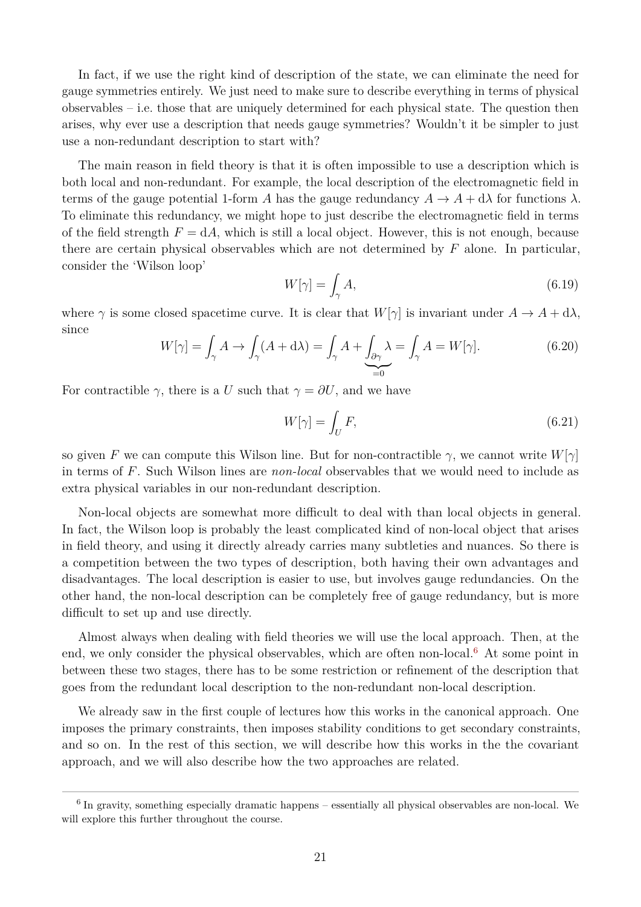In fact, if we use the right kind of description of the state, we can eliminate the need for gauge symmetries entirely. We just need to make sure to describe everything in terms of physical observables – i.e. those that are uniquely determined for each physical state. The question then arises, why ever use a description that needs gauge symmetries? Wouldn't it be simpler to just use a non-redundant description to start with?

The main reason in field theory is that it is often impossible to use a description which is both local and non-redundant. For example, the local description of the electromagnetic field in terms of the gauge potential 1-form $A$ has the gauge redundancy $A \to A + \mathrm{d}\lambda$ for functions $\lambda$. To eliminate this redundancy, we might hope to just describe the electromagnetic field in terms of the field strength $F = \mathrm{d}A$, which is still a local object. However, this is not enough, because there are certain physical observables which are not determined by $F$ alone. In particular, consider the 'Wilson loop'

$$W[\gamma] = \int_\gamma A, \tag{6.19}$$

where $\gamma$ is some closed spacetime curve. It is clear that $W[\gamma]$ is invariant under $A \to A + \mathrm{d}\lambda$, since

$$W[\gamma] = \int_\gamma A \to \int_\gamma (A + \mathrm{d}\lambda) = \int_\gamma A + \underbrace{\int_{\partial\gamma} \lambda}_{=0} = \int_\gamma A = W[\gamma]. \tag{6.20}$$

For contractible $\gamma$, there is a $U$ such that $\gamma = \partial U$, and we have

$$W[\gamma] = \int_U F, \tag{6.21}$$

so given $F$ we can compute this Wilson line. But for non-contractible $\gamma$, we cannot write $W[\gamma]$ in terms of $F$. Such Wilson lines are *non-local* observables that we would need to include as extra physical variables in our non-redundant description.

Non-local objects are somewhat more difficult to deal with than local objects in general. In fact, the Wilson loop is probably the least complicated kind of non-local object that arises in field theory, and using it directly already carries many subtleties and nuances. So there is a competition between the two types of description, both having their own advantages and disadvantages. The local description is easier to use, but involves gauge redundancies. On the other hand, the non-local description can be completely free of gauge redundancy, but is more difficult to set up and use directly.

Almost always when dealing with field theories we will use the local approach. Then, at the end, we only consider the physical observables, which are often non-local.[6] At some point in between these two stages, there has to be some restriction or refinement of the description that goes from the redundant local description to the non-redundant non-local description.

We already saw in the first couple of lectures how this works in the canonical approach. One imposes the primary constraints, then imposes stability conditions to get secondary constraints, and so on. In the rest of this section, we will describe how this works in the the covariant approach, and we will also describe how the two approaches are related.

[6] In gravity, something especially dramatic happens – essentially all physical observables are non-local. We will explore this further throughout the course.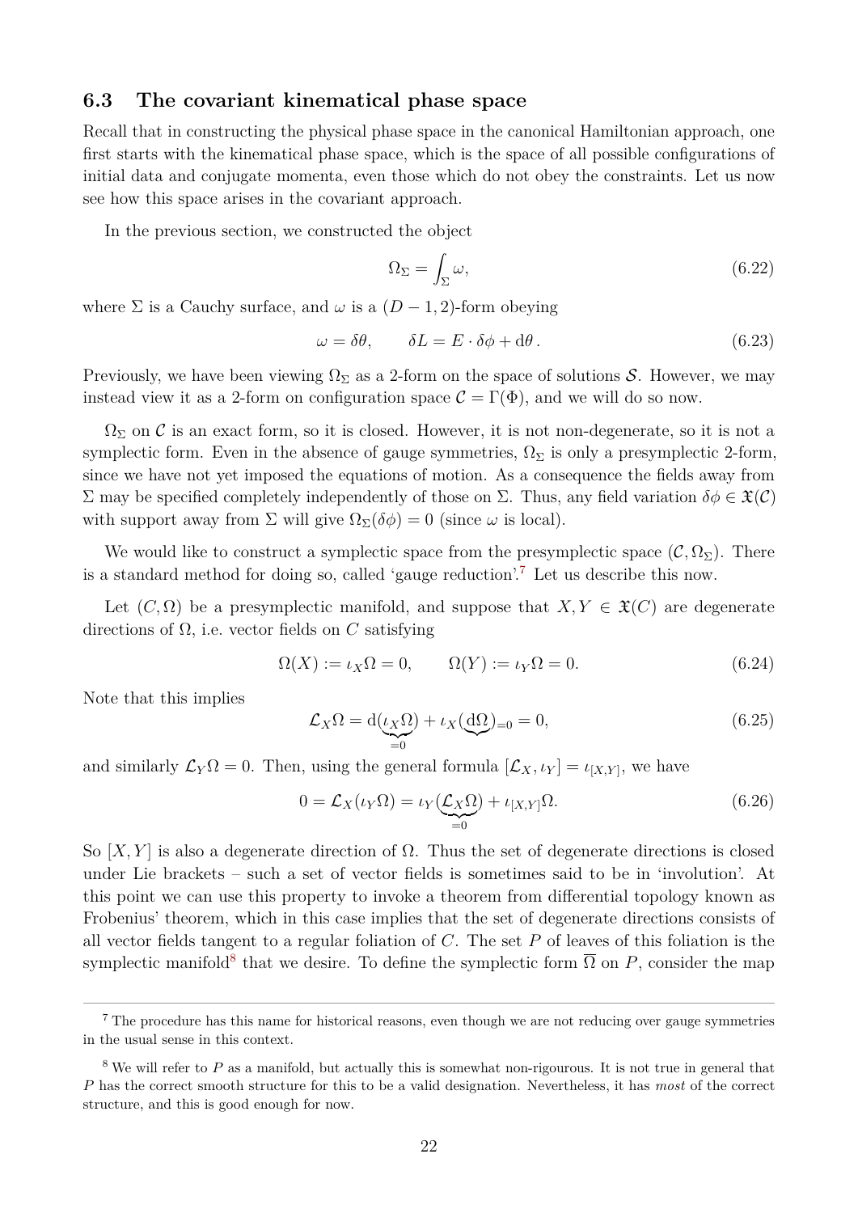### 6.3 The covariant kinematical phase space

Recall that in constructing the physical phase space in the canonical Hamiltonian approach, one first starts with the kinematical phase space, which is the space of all possible configurations of initial data and conjugate momenta, even those which do not obey the constraints. Let us now see how this space arises in the covariant approach.

In the previous section, we constructed the object

$$\Omega_\Sigma = \int_\Sigma \omega, \tag{6.22}$$

where $\Sigma$ is a Cauchy surface, and $\omega$ is a $(D-1,2)$-form obeying

$$\omega = \delta\theta, \qquad \delta L = E \cdot \delta\phi + \mathrm{d}\theta\,. \tag{6.23}$$

Previously, we have been viewing $\Omega_\Sigma$ as a 2-form on the space of solutions $\mathcal{S}$. However, we may instead view it as a 2-form on configuration space $\mathcal{C} = \Gamma(\Phi)$, and we will do so now.

$\Omega_\Sigma$ on $\mathcal{C}$ is an exact form, so it is closed. However, it is not non-degenerate, so it is not a symplectic form. Even in the absence of gauge symmetries, $\Omega_\Sigma$ is only a presymplectic 2-form, since we have not yet imposed the equations of motion. As a consequence the fields away from $\Sigma$ may be specified completely independently of those on $\Sigma$. Thus, any field variation $\delta\phi \in \mathfrak{X}(\mathcal{C})$ with support away from $\Sigma$ will give $\Omega_\Sigma(\delta\phi) = 0$ (since $\omega$ is local).

We would like to construct a symplectic space from the presymplectic space $(\mathcal{C}, \Omega_\Sigma)$. There is a standard method for doing so, called 'gauge reduction'.[7] Let us describe this now.

Let $(C, \Omega)$ be a presymplectic manifold, and suppose that $X, Y \in \mathfrak{X}(C)$ are degenerate directions of $\Omega$, i.e. vector fields on $C$ satisfying

$$\Omega(X) := \iota_X\Omega = 0, \qquad \Omega(Y) := \iota_Y\Omega = 0. \tag{6.24}$$

Note that this implies

$$\mathcal{L}_X\Omega = \mathrm{d}(\underbrace{\iota_X\Omega}_{=0}) + \iota_X(\underbrace{\mathrm{d}\Omega}_{=0}) = 0, \tag{6.25}$$

and similarly $\mathcal{L}_Y\Omega = 0$. Then, using the general formula $[\mathcal{L}_X, \iota_Y] = \iota_{[X,Y]}$, we have

$$0 = \mathcal{L}_X(\iota_Y\Omega) = \iota_Y(\underbrace{\mathcal{L}_X\Omega}_{=0}) + \iota_{[X,Y]}\Omega. \tag{6.26}$$

So $[X, Y]$ is also a degenerate direction of $\Omega$. Thus the set of degenerate directions is closed under Lie brackets – such a set of vector fields is sometimes said to be in 'involution'. At this point we can use this property to invoke a theorem from differential topology known as Frobenius' theorem, which in this case implies that the set of degenerate directions consists of all vector fields tangent to a regular foliation of $C$. The set $P$ of leaves of this foliation is the symplectic manifold[8] that we desire. To define the symplectic form $\overline{\Omega}$ on $P$, consider the map

---

[7] The procedure has this name for historical reasons, even though we are not reducing over gauge symmetries in the usual sense in this context.

[8] We will refer to $P$ as a manifold, but actually this is somewhat non-rigourous. It is not true in general that $P$ has the correct smooth structure for this to be a valid designation. Nevertheless, it has *most* of the correct structure, and this is good enough for now.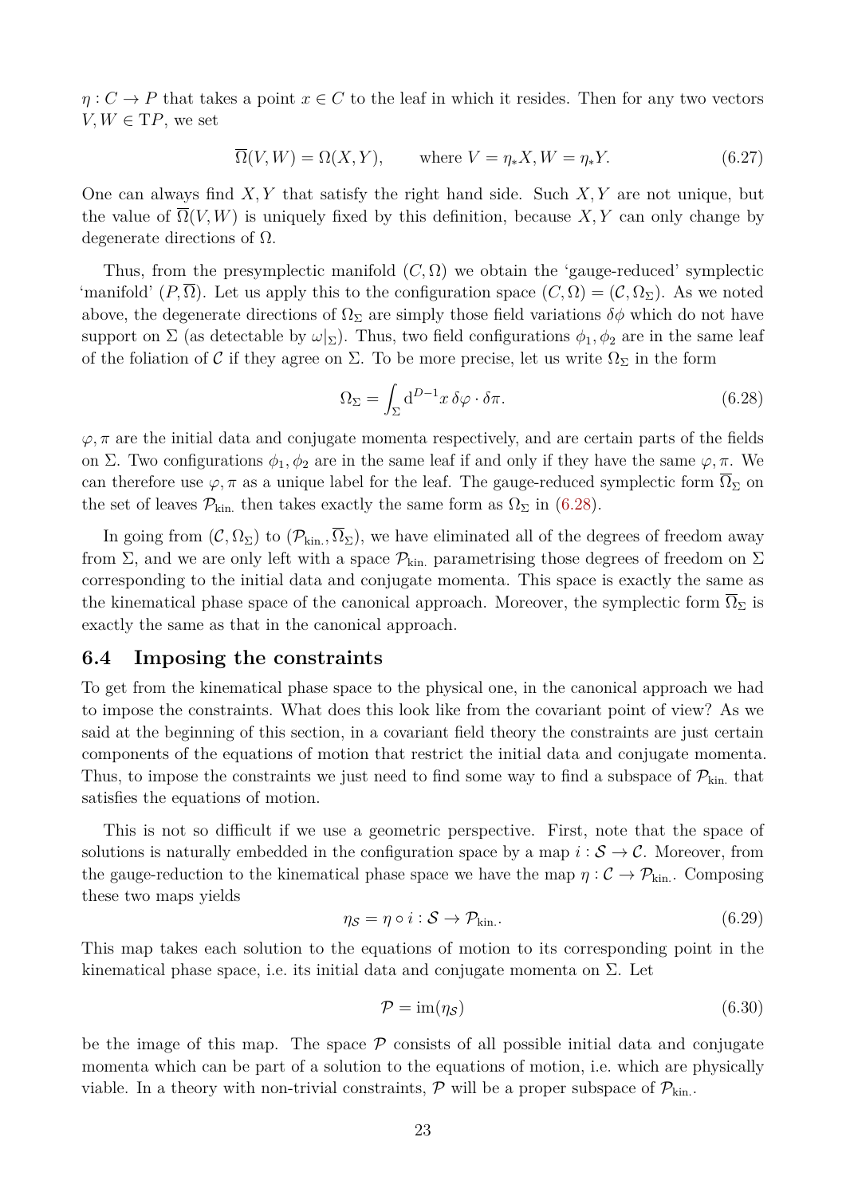$\eta : C \to P$ that takes a point $x \in C$ to the leaf in which it resides. Then for any two vectors $V, W \in \mathrm{T}P$, we set

$$\overline{\Omega}(V, W) = \Omega(X, Y), \qquad \text{where } V = \eta_* X, W = \eta_* Y. \tag{6.27}$$

One can always find $X, Y$ that satisfy the right hand side. Such $X, Y$ are not unique, but the value of $\overline{\Omega}(V, W)$ is uniquely fixed by this definition, because $X, Y$ can only change by degenerate directions of $\Omega$.

Thus, from the presymplectic manifold $(C, \Omega)$ we obtain the 'gauge-reduced' symplectic 'manifold' $(P, \overline{\Omega})$. Let us apply this to the configuration space $(C, \Omega) = (\mathcal{C}, \Omega_\Sigma)$. As we noted above, the degenerate directions of $\Omega_\Sigma$ are simply those field variations $\delta\phi$ which do not have support on $\Sigma$ (as detectable by $\omega|_\Sigma$). Thus, two field configurations $\phi_1, \phi_2$ are in the same leaf of the foliation of $\mathcal{C}$ if they agree on $\Sigma$. To be more precise, let us write $\Omega_\Sigma$ in the form

$$\Omega_\Sigma = \int_\Sigma \mathrm{d}^{D-1}x\, \delta\varphi \cdot \delta\pi. \tag{6.28}$$

$\varphi, \pi$ are the initial data and conjugate momenta respectively, and are certain parts of the fields on $\Sigma$. Two configurations $\phi_1, \phi_2$ are in the same leaf if and only if they have the same $\varphi, \pi$. We can therefore use $\varphi, \pi$ as a unique label for the leaf. The gauge-reduced symplectic form $\overline{\Omega}_\Sigma$ on the set of leaves $\mathcal{P}_{\text{kin.}}$ then takes exactly the same form as $\Omega_\Sigma$ in (6.28).

In going from $(\mathcal{C}, \Omega_\Sigma)$ to $(\mathcal{P}_{\text{kin.}}, \overline{\Omega}_\Sigma)$, we have eliminated all of the degrees of freedom away from $\Sigma$, and we are only left with a space $\mathcal{P}_{\text{kin.}}$ parametrising those degrees of freedom on $\Sigma$ corresponding to the initial data and conjugate momenta. This space is exactly the same as the kinematical phase space of the canonical approach. Moreover, the symplectic form $\overline{\Omega}_\Sigma$ is exactly the same as that in the canonical approach.

## 6.4 Imposing the constraints

To get from the kinematical phase space to the physical one, in the canonical approach we had to impose the constraints. What does this look like from the covariant point of view? As we said at the beginning of this section, in a covariant field theory the constraints are just certain components of the equations of motion that restrict the initial data and conjugate momenta. Thus, to impose the constraints we just need to find some way to find a subspace of $\mathcal{P}_{\text{kin.}}$ that satisfies the equations of motion.

This is not so difficult if we use a geometric perspective. First, note that the space of solutions is naturally embedded in the configuration space by a map $i : \mathcal{S} \to \mathcal{C}$. Moreover, from the gauge-reduction to the kinematical phase space we have the map $\eta : \mathcal{C} \to \mathcal{P}_{\text{kin.}}$. Composing these two maps yields

$$\eta_\mathcal{S} = \eta \circ i : \mathcal{S} \to \mathcal{P}_{\text{kin.}}. \tag{6.29}$$

This map takes each solution to the equations of motion to its corresponding point in the kinematical phase space, i.e. its initial data and conjugate momenta on $\Sigma$. Let

$$\mathcal{P} = \mathrm{im}(\eta_\mathcal{S}) \tag{6.30}$$

be the image of this map. The space $\mathcal{P}$ consists of all possible initial data and conjugate momenta which can be part of a solution to the equations of motion, i.e. which are physically viable. In a theory with non-trivial constraints, $\mathcal{P}$ will be a proper subspace of $\mathcal{P}_{\text{kin.}}$.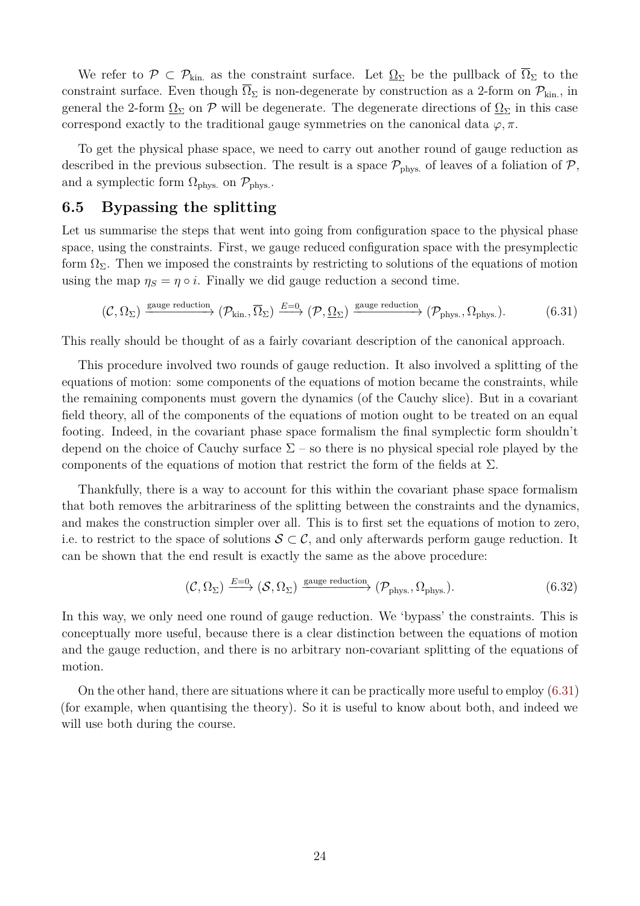We refer to $\mathcal{P} \subset \mathcal{P}_{\text{kin.}}$ as the constraint surface. Let $\underline{\Omega}_\Sigma$ be the pullback of $\overline{\Omega}_\Sigma$ to the constraint surface. Even though $\overline{\Omega}_\Sigma$ is non-degenerate by construction as a 2-form on $\mathcal{P}_{\text{kin.}}$, in general the 2-form $\underline{\Omega}_\Sigma$ on $\mathcal{P}$ will be degenerate. The degenerate directions of $\underline{\Omega}_\Sigma$ in this case correspond exactly to the traditional gauge symmetries on the canonical data $\varphi, \pi$.

To get the physical phase space, we need to carry out another round of gauge reduction as described in the previous subsection. The result is a space $\mathcal{P}_{\text{phys.}}$ of leaves of a foliation of $\mathcal{P}$, and a symplectic form $\Omega_{\text{phys.}}$ on $\mathcal{P}_{\text{phys.}}$.

## 6.5 Bypassing the splitting

Let us summarise the steps that went into going from configuration space to the physical phase space, using the constraints. First, we gauge reduced configuration space with the presymplectic form $\Omega_\Sigma$. Then we imposed the constraints by restricting to solutions of the equations of motion using the map $\eta_S = \eta \circ i$. Finally we did gauge reduction a second time.

$$(\mathcal{C}, \Omega_\Sigma) \xrightarrow{\text{gauge reduction}} (\mathcal{P}_{\text{kin.}}, \overline{\Omega}_\Sigma) \xrightarrow{E=0} (\mathcal{P}, \underline{\Omega}_\Sigma) \xrightarrow{\text{gauge reduction}} (\mathcal{P}_{\text{phys.}}, \Omega_{\text{phys.}}). \tag{6.31}$$

This really should be thought of as a fairly covariant description of the canonical approach.

This procedure involved two rounds of gauge reduction. It also involved a splitting of the equations of motion: some components of the equations of motion became the constraints, while the remaining components must govern the dynamics (of the Cauchy slice). But in a covariant field theory, all of the components of the equations of motion ought to be treated on an equal footing. Indeed, in the covariant phase space formalism the final symplectic form shouldn't depend on the choice of Cauchy surface $\Sigma$ – so there is no physical special role played by the components of the equations of motion that restrict the form of the fields at $\Sigma$.

Thankfully, there is a way to account for this within the covariant phase space formalism that both removes the arbitrariness of the splitting between the constraints and the dynamics, and makes the construction simpler over all. This is to first set the equations of motion to zero, i.e. to restrict to the space of solutions $\mathcal{S} \subset \mathcal{C}$, and only afterwards perform gauge reduction. It can be shown that the end result is exactly the same as the above procedure:

$$(\mathcal{C}, \Omega_\Sigma) \xrightarrow{E=0} (\mathcal{S}, \Omega_\Sigma) \xrightarrow{\text{gauge reduction}} (\mathcal{P}_{\text{phys.}}, \Omega_{\text{phys.}}). \tag{6.32}$$

In this way, we only need one round of gauge reduction. We 'bypass' the constraints. This is conceptually more useful, because there is a clear distinction between the equations of motion and the gauge reduction, and there is no arbitrary non-covariant splitting of the equations of motion.

On the other hand, there are situations where it can be practically more useful to employ (6.31) (for example, when quantising the theory). So it is useful to know about both, and indeed we will use both during the course.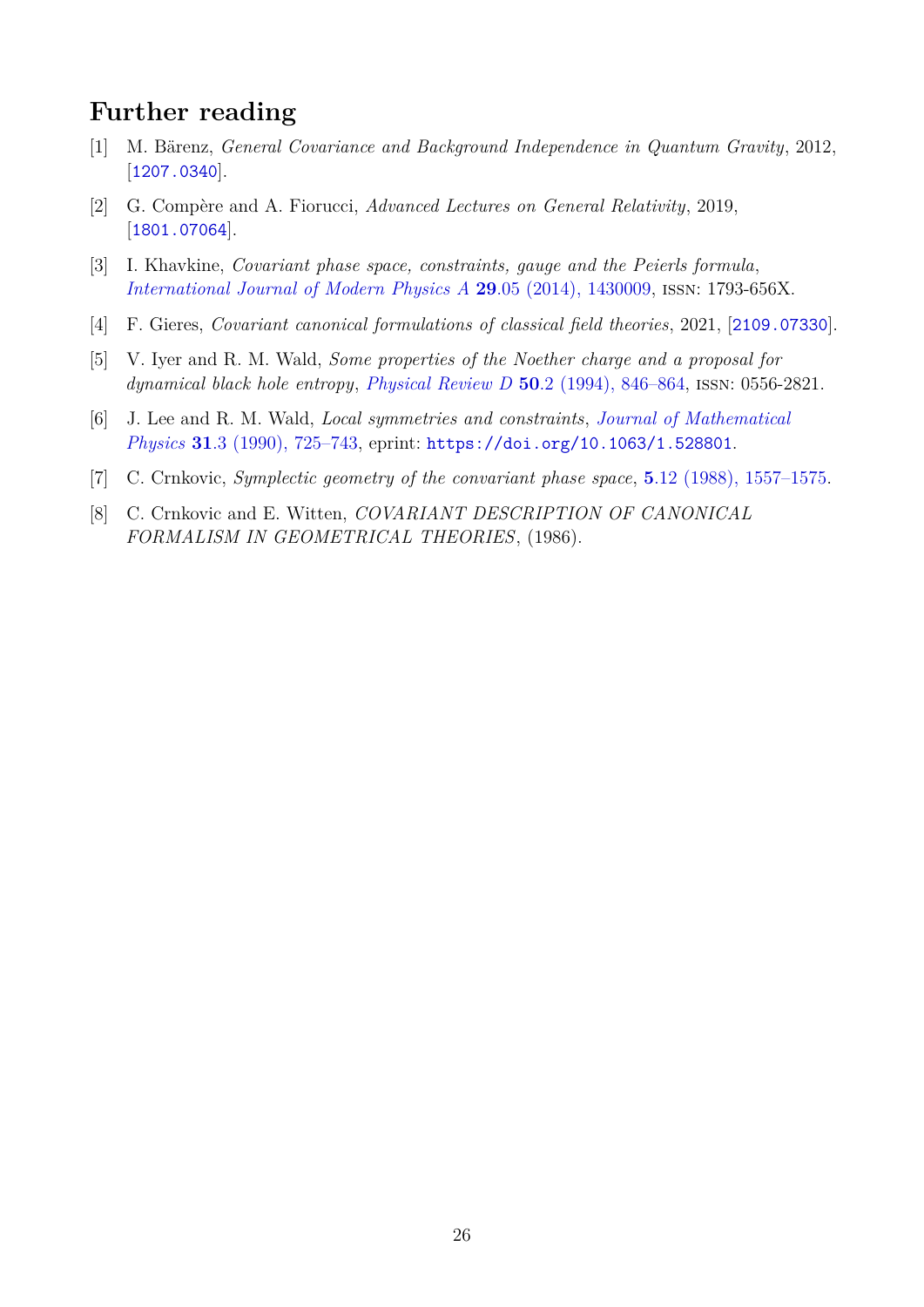## Further reading

[1] M. Bärenz, *General Covariance and Background Independence in Quantum Gravity*, 2012, [1207.0340].

[2] G. Compère and A. Fiorucci, *Advanced Lectures on General Relativity*, 2019, [1801.07064].

[3] I. Khavkine, *Covariant phase space, constraints, gauge and the Peierls formula*, *International Journal of Modern Physics A* **29**.05 (2014), 1430009, ISSN: 1793-656X.

[4] F. Gieres, *Covariant canonical formulations of classical field theories*, 2021, [2109.07330].

[5] V. Iyer and R. M. Wald, *Some properties of the Noether charge and a proposal for dynamical black hole entropy*, *Physical Review D* **50**.2 (1994), 846–864, ISSN: 0556-2821.

[6] J. Lee and R. M. Wald, *Local symmetries and constraints*, *Journal of Mathematical Physics* **31**.3 (1990), 725–743, eprint: https://doi.org/10.1063/1.528801.

[7] C. Crnkovic, *Symplectic geometry of the convariant phase space*, **5**.12 (1988), 1557–1575.

[8] C. Crnkovic and E. Witten, *COVARIANT DESCRIPTION OF CANONICAL FORMALISM IN GEOMETRICAL THEORIES*, (1986).